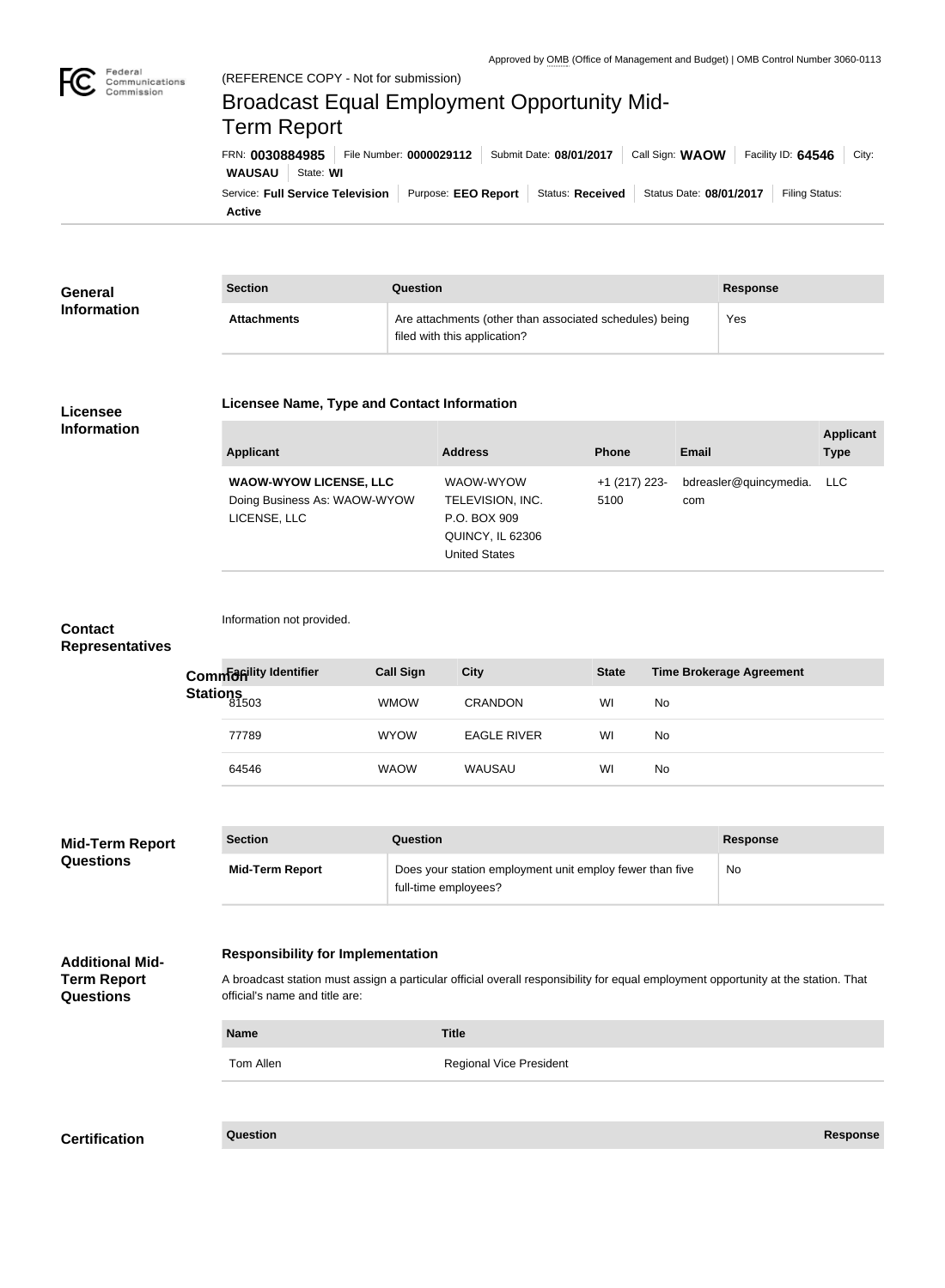Approved by OMB (Office of Management and Budget) | OMB Control Number 3060-0113

(REFERENCE COPY - Not for submission)

# Broadcast Equal Employment Opportunity Mid-Term Report

FRN: **0030884985** | File Number: **0000029112** | Submit Date: **08/01/2017** | Call Sign: **WAOW** | Facility ID: **64546** | City: **WAUSAU** | State: **WI**

Service: **Full Service Television** | Purpose: **EEO Report** | Status: **Received** | Status Date: **08/01/2017** | Filing Status: **Active**

## General Information

| Section | Question | Response |
| --- | --- | --- |
| **Attachments** | Are attachments (other than associated schedules) being filed with this application? | Yes |

## Licensee Information

### Licensee Name, Type and Contact Information

| Applicant | Address | Phone | Email | Applicant Type |
| --- | --- | --- | --- | --- |
| **WAOW-WYOW LICENSE, LLC** Doing Business As: WAOW-WYOW LICENSE, LLC | WAOW-WYOW TELEVISION, INC. P.O. BOX 909 QUINCY, IL 62306 United States | +1 (217) 223-5100 | bdreasler@quincymedia.com | LLC |

## Contact Representatives

Information not provided.

## Common Stations

| Facility Identifier | Call Sign | City | State | Time Brokerage Agreement |
| --- | --- | --- | --- | --- |
| 81503 | WMOW | CRANDON | WI | No |
| 77789 | WYOW | EAGLE RIVER | WI | No |
| 64546 | WAOW | WAUSAU | WI | No |

## Mid-Term Report Questions

| Section | Question | Response |
| --- | --- | --- |
| **Mid-Term Report** | Does your station employment unit employ fewer than five full-time employees? | No |

## Additional Mid-Term Report Questions

### Responsibility for Implementation

A broadcast station must assign a particular official overall responsibility for equal employment opportunity at the station. That official's name and title are:

| Name | Title |
| --- | --- |
| Tom Allen | Regional Vice President |

## Certification

| Question | Response |
| --- | --- |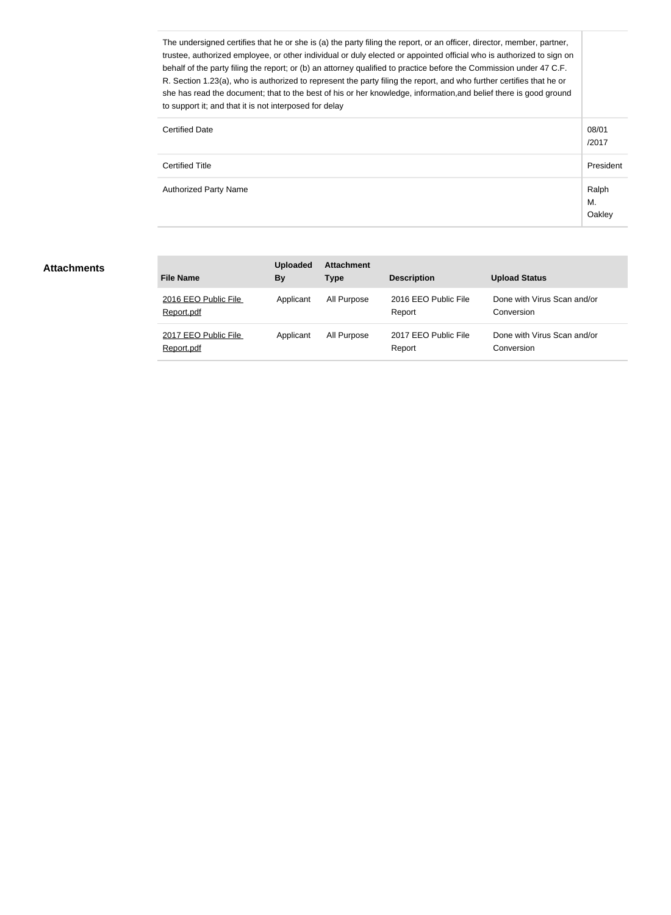| | |
|---|---|
| The undersigned certifies that he or she is (a) the party filing the report, or an officer, director, member, partner, trustee, authorized employee, or other individual or duly elected or appointed official who is authorized to sign on behalf of the party filing the report; or (b) an attorney qualified to practice before the Commission under 47 C.F. R. Section 1.23(a), who is authorized to represent the party filing the report, and who further certifies that he or she has read the document; that to the best of his or her knowledge, information,and belief there is good ground to support it; and that it is not interposed for delay | |
| Certified Date | 08/01/2017 |
| Certified Title | President |
| Authorized Party Name | Ralph M. Oakley |

## Attachments

| File Name | Uploaded By | Attachment Type | Description | Upload Status |
|---|---|---|---|---|
| 2016 EEO Public File Report.pdf | Applicant | All Purpose | 2016 EEO Public File Report | Done with Virus Scan and/or Conversion |
| 2017 EEO Public File Report.pdf | Applicant | All Purpose | 2017 EEO Public File Report | Done with Virus Scan and/or Conversion |